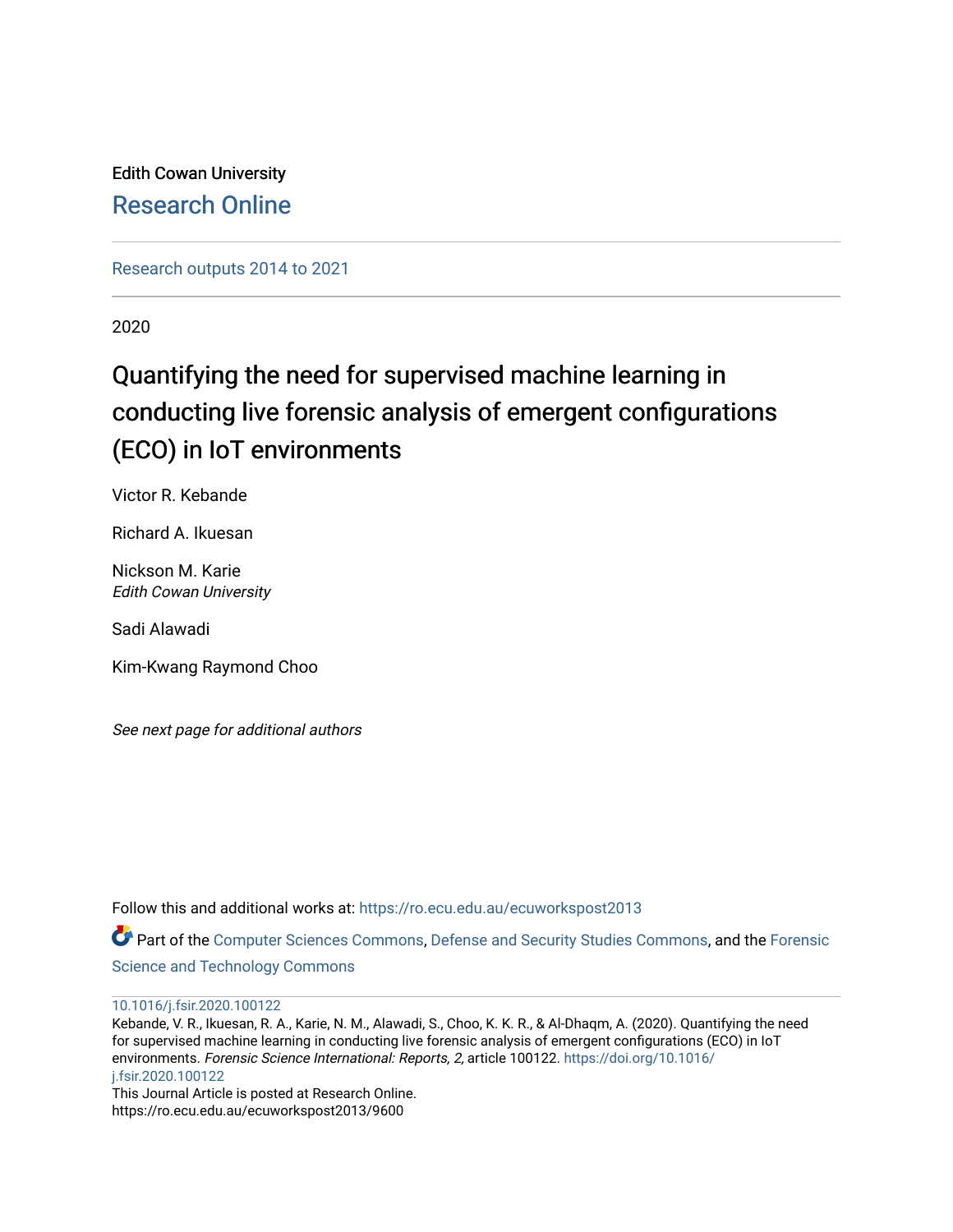Edith Cowan University

Research Online

Research outputs 2014 to 2021

2020

# Quantifying the need for supervised machine learning in conducting live forensic analysis of emergent configurations (ECO) in IoT environments

Victor R. Kebande

Richard A. Ikuesan

Nickson M. Karie
*Edith Cowan University*

Sadi Alawadi

Kim-Kwang Raymond Choo

*See next page for additional authors*

Follow this and additional works at: https://ro.ecu.edu.au/ecuworkspost2013

Part of the Computer Sciences Commons, Defense and Security Studies Commons, and the Forensic Science and Technology Commons

10.1016/j.fsir.2020.100122
Kebande, V. R., Ikuesan, R. A., Karie, N. M., Alawadi, S., Choo, K. K. R., & Al-Dhaqm, A. (2020). Quantifying the need for supervised machine learning in conducting live forensic analysis of emergent configurations (ECO) in IoT environments. *Forensic Science International: Reports, 2,* article 100122. https://doi.org/10.1016/j.fsir.2020.100122
This Journal Article is posted at Research Online.
https://ro.ecu.edu.au/ecuworkspost2013/9600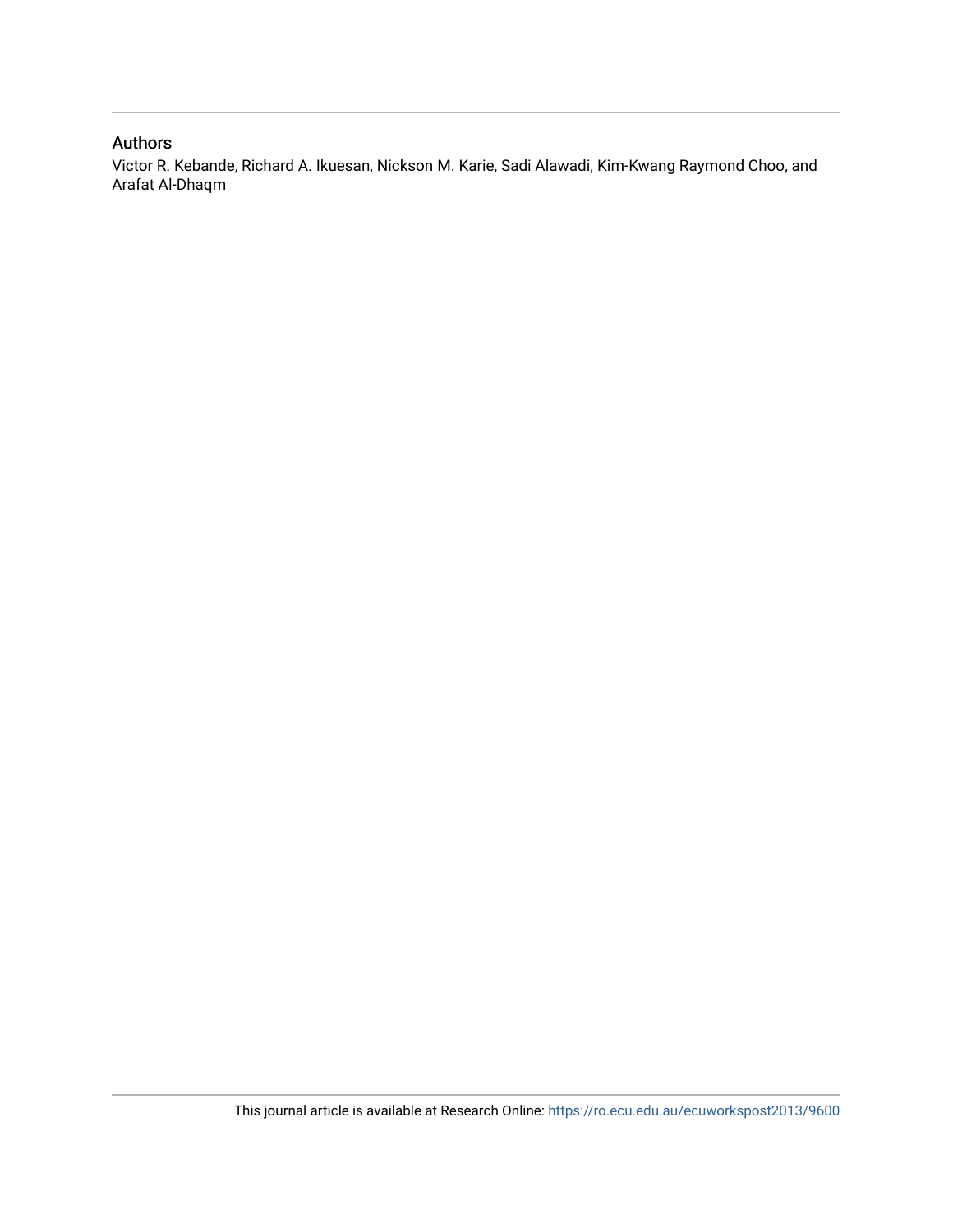## Authors

Victor R. Kebande, Richard A. Ikuesan, Nickson M. Karie, Sadi Alawadi, Kim-Kwang Raymond Choo, and Arafat Al-Dhaqm

This journal article is available at Research Online: https://ro.ecu.edu.au/ecuworkspost2013/9600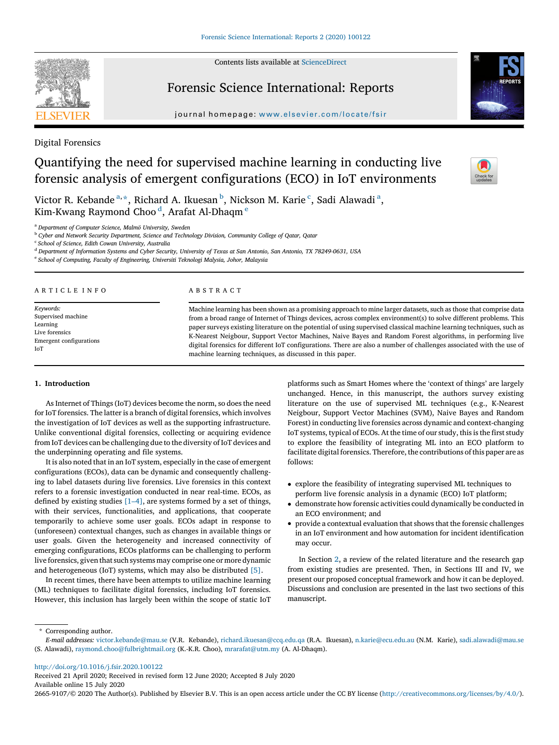Digital Forensics

# Quantifying the need for supervised machine learning in conducting live forensic analysis of emergent configurations (ECO) in IoT environments

Victor R. Kebande [a,*], Richard A. Ikuesan [b], Nickson M. Karie [c], Sadi Alawadi [a], Kim-Kwang Raymond Choo [d], Arafat Al-Dhaqm [e]

[a] Department of Computer Science, Malmö University, Sweden
[b] Cyber and Network Security Department, Science and Technology Division, Community College of Qatar, Qatar
[c] School of Science, Edith Cowan University, Australia
[d] Department of Information Systems and Cyber Security, University of Texas at San Antonio, San Antonio, TX 78249-0631, USA
[e] School of Computing, Faculty of Engineering, Universiti Teknologi Malysia, Johor, Malaysia

**ARTICLE INFO**

*Keywords:*
Supervised machine
Learning
Live forensics
Emergent configurations
IoT

**ABSTRACT**

Machine learning has been shown as a promising approach to mine larger datasets, such as those that comprise data from a broad range of Internet of Things devices, across complex environment(s) to solve different problems. This paper surveys existing literature on the potential of using supervised classical machine learning techniques, such as K-Nearest Neigbour, Support Vector Machines, Naive Bayes and Random Forest algorithms, in performing live digital forensics for different IoT configurations. There are also a number of challenges associated with the use of machine learning techniques, as discussed in this paper.

## 1. Introduction

As Internet of Things (IoT) devices become the norm, so does the need for IoT forensics. The latter is a branch of digital forensics, which involves the investigation of IoT devices as well as the supporting infrastructure. Unlike conventional digital forensics, collecting or acquiring evidence from IoT devices can be challenging due to the diversity of IoT devices and the underpinning operating and file systems.

It is also noted that in an IoT system, especially in the case of emergent configurations (ECOs), data can be dynamic and consequently challenging to label datasets during live forensics. Live forensics in this context refers to a forensic investigation conducted in near real-time. ECOs, as defined by existing studies [1–4], are systems formed by a set of things, with their services, functionalities, and applications, that cooperate temporarily to achieve some user goals. ECOs adapt in response to (unforeseen) contextual changes, such as changes in available things or user goals. Given the heterogeneity and increased connectivity of emerging configurations, ECOs platforms can be challenging to perform live forensics, given that such systems may comprise one or more dynamic and heterogeneous (IoT) systems, which may also be distributed [5].

In recent times, there have been attempts to utilize machine learning (ML) techniques to facilitate digital forensics, including IoT forensics. However, this inclusion has largely been within the scope of static IoT platforms such as Smart Homes where the 'context of things' are largely unchanged. Hence, in this manuscript, the authors survey existing literature on the use of supervised ML techniques (e.g., K-Nearest Neigbour, Support Vector Machines (SVM), Naive Bayes and Random Forest) in conducting live forensics across dynamic and context-changing IoT systems, typical of ECOs. At the time of our study, this is the first study to explore the feasibility of integrating ML into an ECO platform to facilitate digital forensics. Therefore, the contributions of this paper are as follows:

- explore the feasibility of integrating supervised ML techniques to perform live forensic analysis in a dynamic (ECO) IoT platform;
- demonstrate how forensic activities could dynamically be conducted in an ECO environment; and
- provide a contextual evaluation that shows that the forensic challenges in an IoT environment and how automation for incident identification may occur.

In Section 2, a review of the related literature and the research gap from existing studies are presented. Then, in Sections III and IV, we present our proposed conceptual framework and how it can be deployed. Discussions and conclusion are presented in the last two sections of this manuscript.

---

* Corresponding author.
*E-mail addresses:* victor.kebande@mau.se (V.R. Kebande), richard.ikuesan@ccq.edu.qa (R.A. Ikuesan), n.karie@ecu.edu.au (N.M. Karie), sadi.alawadi@mau.se (S. Alawadi), raymond.choo@fulbrightmail.org (K.-K.R. Choo), mrarafat@utm.my (A. Al-Dhaqm).

http://doi.org/10.1016/j.fsir.2020.100122
Received 21 April 2020; Received in revised form 12 June 2020; Accepted 8 July 2020
Available online 15 July 2020
2665-9107/© 2020 The Author(s). Published by Elsevier B.V. This is an open access article under the CC BY license (http://creativecommons.org/licenses/by/4.0/).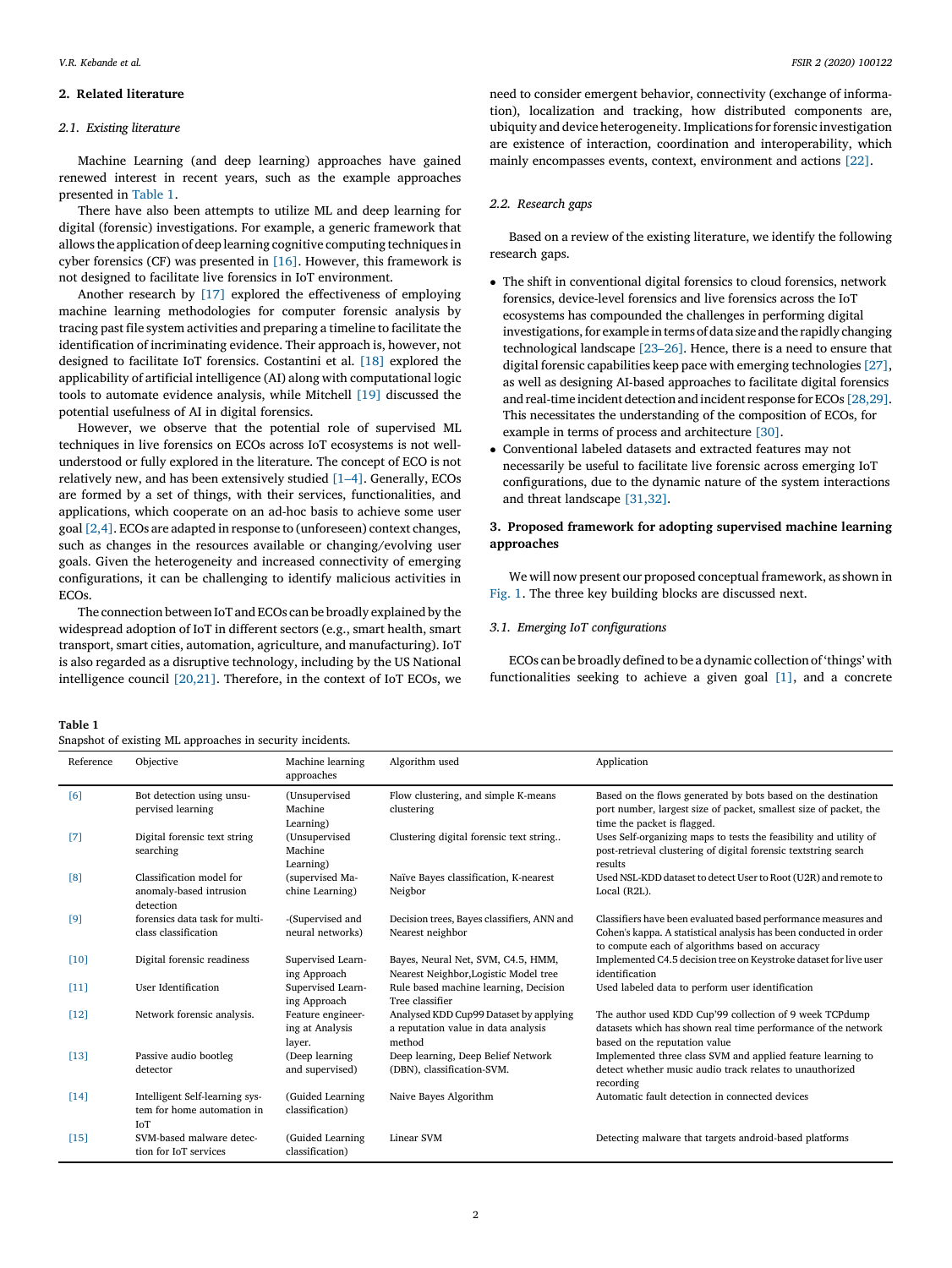## 2. Related literature

### 2.1. Existing literature

Machine Learning (and deep learning) approaches have gained renewed interest in recent years, such as the example approaches presented in Table 1.

There have also been attempts to utilize ML and deep learning for digital (forensic) investigations. For example, a generic framework that allows the application of deep learning cognitive computing techniques in cyber forensics (CF) was presented in [16]. However, this framework is not designed to facilitate live forensics in IoT environment.

Another research by [17] explored the effectiveness of employing machine learning methodologies for computer forensic analysis by tracing past file system activities and preparing a timeline to facilitate the identification of incriminating evidence. Their approach is, however, not designed to facilitate IoT forensics. Costantini et al. [18] explored the applicability of artificial intelligence (AI) along with computational logic tools to automate evidence analysis, while Mitchell [19] discussed the potential usefulness of AI in digital forensics.

However, we observe that the potential role of supervised ML techniques in live forensics on ECOs across IoT ecosystems is not well-understood or fully explored in the literature. The concept of ECO is not relatively new, and has been extensively studied [1–4]. Generally, ECOs are formed by a set of things, with their services, functionalities, and applications, which cooperate on an ad-hoc basis to achieve some user goal [2,4]. ECOs are adapted in response to (unforeseen) context changes, such as changes in the resources available or changing/evolving user goals. Given the heterogeneity and increased connectivity of emerging configurations, it can be challenging to identify malicious activities in ECOs.

The connection between IoT and ECOs can be broadly explained by the widespread adoption of IoT in different sectors (e.g., smart health, smart transport, smart cities, automation, agriculture, and manufacturing). IoT is also regarded as a disruptive technology, including by the US National intelligence council [20,21]. Therefore, in the context of IoT ECOs, we need to consider emergent behavior, connectivity (exchange of information), localization and tracking, how distributed components are, ubiquity and device heterogeneity. Implications for forensic investigation are existence of interaction, coordination and interoperability, which mainly encompasses events, context, environment and actions [22].

### 2.2. Research gaps

Based on a review of the existing literature, we identify the following research gaps.

- The shift in conventional digital forensics to cloud forensics, network forensics, device-level forensics and live forensics across the IoT ecosystems has compounded the challenges in performing digital investigations, for example in terms of data size and the rapidly changing technological landscape [23–26]. Hence, there is a need to ensure that digital forensic capabilities keep pace with emerging technologies [27], as well as designing AI-based approaches to facilitate digital forensics and real-time incident detection and incident response for ECOs [28,29]. This necessitates the understanding of the composition of ECOs, for example in terms of process and architecture [30].
- Conventional labeled datasets and extracted features may not necessarily be useful to facilitate live forensic across emerging IoT configurations, due to the dynamic nature of the system interactions and threat landscape [31,32].

## 3. Proposed framework for adopting supervised machine learning approaches

We will now present our proposed conceptual framework, as shown in Fig. 1. The three key building blocks are discussed next.

### 3.1. Emerging IoT configurations

ECOs can be broadly defined to be a dynamic collection of 'things' with functionalities seeking to achieve a given goal [1], and a concrete

**Table 1**
Snapshot of existing ML approaches in security incidents.

| Reference | Objective | Machine learning approaches | Algorithm used | Application |
|---|---|---|---|---|
| [6] | Bot detection using unsupervised learning | (Unsupervised Machine Learning) | Flow clustering, and simple K-means clustering | Based on the flows generated by bots based on the destination port number, largest size of packet, smallest size of packet, the time the packet is flagged. |
| [7] | Digital forensic text string searching | (Unsupervised Machine Learning) | Clustering digital forensic text string.. | Uses Self-organizing maps to tests the feasibility and utility of post-retrieval clustering of digital forensic textstring search results |
| [8] | Classification model for anomaly-based intrusion detection | (supervised Machine Learning) | Naïve Bayes classification, K-nearest Neigbor | Used NSL-KDD dataset to detect User to Root (U2R) and remote to Local (R2L). |
| [9] | forensics data task for multi-class classification | -(Supervised and neural networks) | Decision trees, Bayes classifiers, ANN and Nearest neighbor | Classifiers have been evaluated based performance measures and Cohen's kappa. A statistical analysis has been conducted in order to compute each of algorithms based on accuracy |
| [10] | Digital forensic readiness | Supervised Learning Approach | Bayes, Neural Net, SVM, C4.5, HMM, Nearest Neighbor,Logistic Model tree | Implemented C4.5 decision tree on Keystroke dataset for live user identification |
| [11] | User Identification | Supervised Learning Approach | Rule based machine learning, Decision Tree classifier | Used labeled data to perform user identification |
| [12] | Network forensic analysis. | Feature engineering at Analysis layer. | Analysed KDD Cup99 Dataset by applying a reputation value in data analysis method | The author used KDD Cup'99 collection of 9 week TCPdump datasets which has shown real time performance of the network based on the reputation value |
| [13] | Passive audio bootleg detector | (Deep learning and supervised) | Deep learning, Deep Belief Network (DBN), classification-SVM. | Implemented three class SVM and applied feature learning to detect whether music audio track relates to unauthorized recording |
| [14] | Intelligent Self-learning system for home automation in IoT | (Guided Learning classification) | Naive Bayes Algorithm | Automatic fault detection in connected devices |
| [15] | SVM-based malware detection for IoT services | (Guided Learning classification) | Linear SVM | Detecting malware that targets android-based platforms |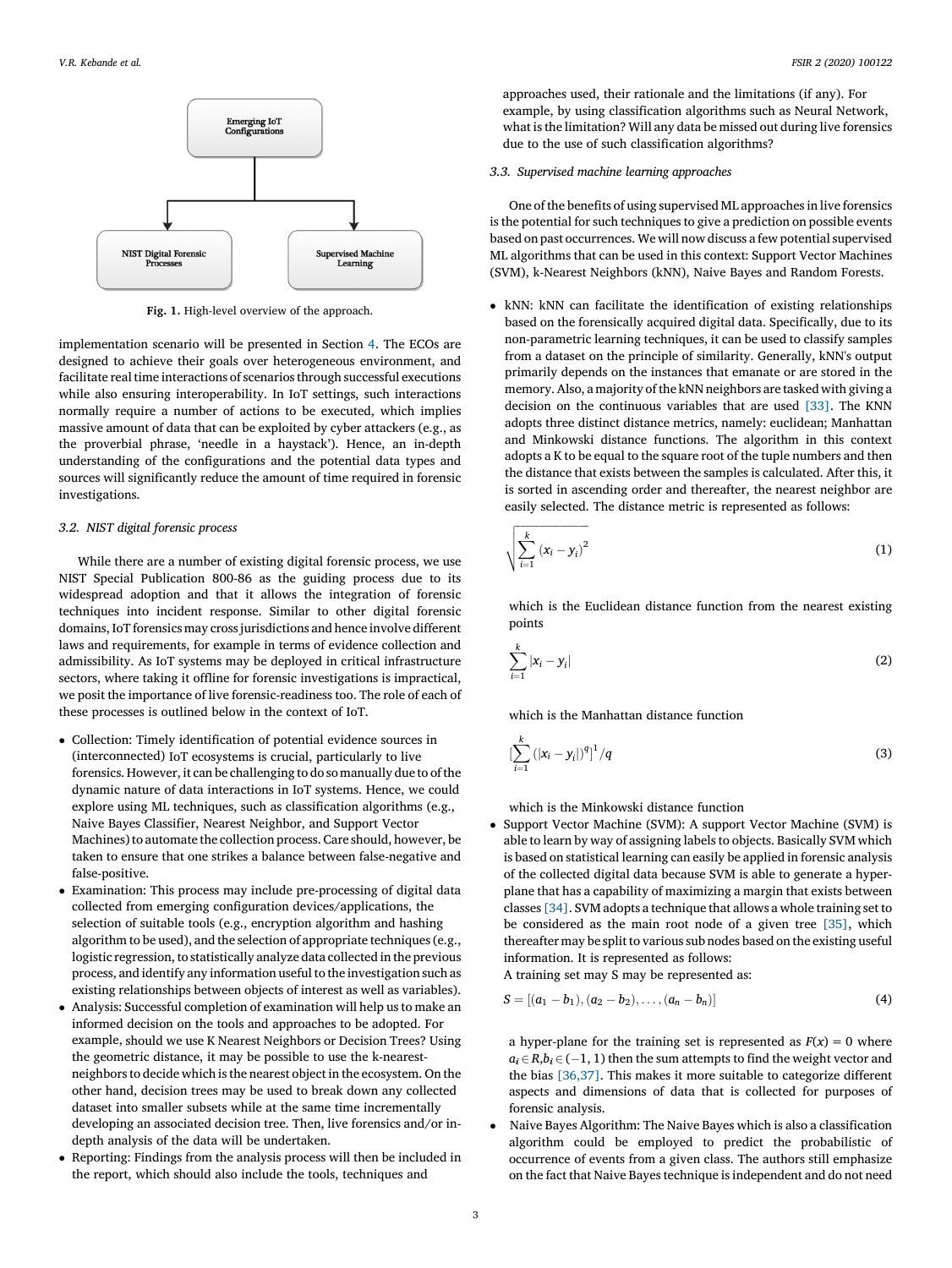Emerging IoT Configurations

NIST Digital Forensic Processes

Supervised Machine Learning

**Fig. 1.** High-level overview of the approach.

implementation scenario will be presented in Section 4. The ECOs are designed to achieve their goals over heterogeneous environment, and facilitate real time interactions of scenarios through successful executions while also ensuring interoperability. In IoT settings, such interactions normally require a number of actions to be executed, which implies massive amount of data that can be exploited by cyber attackers (e.g., as the proverbial phrase, 'needle in a haystack'). Hence, an in-depth understanding of the configurations and the potential data types and sources will significantly reduce the amount of time required in forensic investigations.

### 3.2. NIST digital forensic process

While there are a number of existing digital forensic process, we use NIST Special Publication 800-86 as the guiding process due to its widespread adoption and that it allows the integration of forensic techniques into incident response. Similar to other digital forensic domains, IoT forensics may cross jurisdictions and hence involve different laws and requirements, for example in terms of evidence collection and admissibility. As IoT systems may be deployed in critical infrastructure sectors, where taking it offline for forensic investigations is impractical, we posit the importance of live forensic-readiness too. The role of each of these processes is outlined below in the context of IoT.

- Collection: Timely identification of potential evidence sources in (interconnected) IoT ecosystems is crucial, particularly to live forensics. However, it can be challenging to do so manually due to of the dynamic nature of data interactions in IoT systems. Hence, we could explore using ML techniques, such as classification algorithms (e.g., Naive Bayes Classifier, Nearest Neighbor, and Support Vector Machines) to automate the collection process. Care should, however, be taken to ensure that one strikes a balance between false-negative and false-positive.
- Examination: This process may include pre-processing of digital data collected from emerging configuration devices/applications, the selection of suitable tools (e.g., encryption algorithm and hashing algorithm to be used), and the selection of appropriate techniques (e.g., logistic regression, to statistically analyze data collected in the previous process, and identify any information useful to the investigation such as existing relationships between objects of interest as well as variables).
- Analysis: Successful completion of examination will help us to make an informed decision on the tools and approaches to be adopted. For example, should we use K Nearest Neighbors or Decision Trees? Using the geometric distance, it may be possible to use the k-nearest-neighbors to decide which is the nearest object in the ecosystem. On the other hand, decision trees may be used to break down any collected dataset into smaller subsets while at the same time incrementally developing an associated decision tree. Then, live forensics and/or in-depth analysis of the data will be undertaken.
- Reporting: Findings from the analysis process will then be included in the report, which should also include the tools, techniques and approaches used, their rationale and the limitations (if any). For example, by using classification algorithms such as Neural Network, what is the limitation? Will any data be missed out during live forensics due to the use of such classification algorithms?

### 3.3. Supervised machine learning approaches

One of the benefits of using supervised ML approaches in live forensics is the potential for such techniques to give a prediction on possible events based on past occurrences. We will now discuss a few potential supervised ML algorithms that can be used in this context: Support Vector Machines (SVM), k-Nearest Neighbors (kNN), Naive Bayes and Random Forests.

- kNN: kNN can facilitate the identification of existing relationships based on the forensically acquired digital data. Specifically, due to its non-parametric learning techniques, it can be used to classify samples from a dataset on the principle of similarity. Generally, kNN's output primarily depends on the instances that emanate or are stored in the memory. Also, a majority of the kNN neighbors are tasked with giving a decision on the continuous variables that are used [33]. The KNN adopts three distinct distance metrics, namely: euclidean; Manhattan and Minkowski distance functions. The algorithm in this context adopts a K to be equal to the square root of the tuple numbers and then the distance that exists between the samples is calculated. After this, it is sorted in ascending order and thereafter, the nearest neighbor are easily selected. The distance metric is represented as follows:

$$\sqrt{\sum_{i=1}^{k}(x_i - y_i)^2} \tag{1}$$

which is the Euclidean distance function from the nearest existing points

$$\sum_{i=1}^{k}|x_i - y_i| \tag{2}$$

which is the Manhattan distance function

$$[\sum_{i=1}^{k}(|x_i - y_i|)^q]^1/q \tag{3}$$

which is the Minkowski distance function
- Support Vector Machine (SVM): A support Vector Machine (SVM) is able to learn by way of assigning labels to objects. Basically SVM which is based on statistical learning can easily be applied in forensic analysis of the collected digital data because SVM is able to generate a hyper-plane that has a capability of maximizing a margin that exists between classes [34]. SVM adopts a technique that allows a whole training set to be considered as the main root node of a given tree [35], which thereafter may be split to various sub nodes based on the existing useful information. It is represented as follows:
A training set may S may be represented as:

$$S = [(a_1 - b_1), (a_2 - b_2), \ldots, (a_n - b_n)] \tag{4}$$

a hyper-plane for the training set is represented as $F(x) = 0$ where $a_i \in R, b_i \in (-1, 1)$ then the sum attempts to find the weight vector and the bias [36,37]. This makes it more suitable to categorize different aspects and dimensions of data that is collected for purposes of forensic analysis.
- Naive Bayes Algorithm: The Naive Bayes which is also a classification algorithm could be employed to predict the probabilistic of occurrence of events from a given class. The authors still emphasize on the fact that Naive Bayes technique is independent and do not need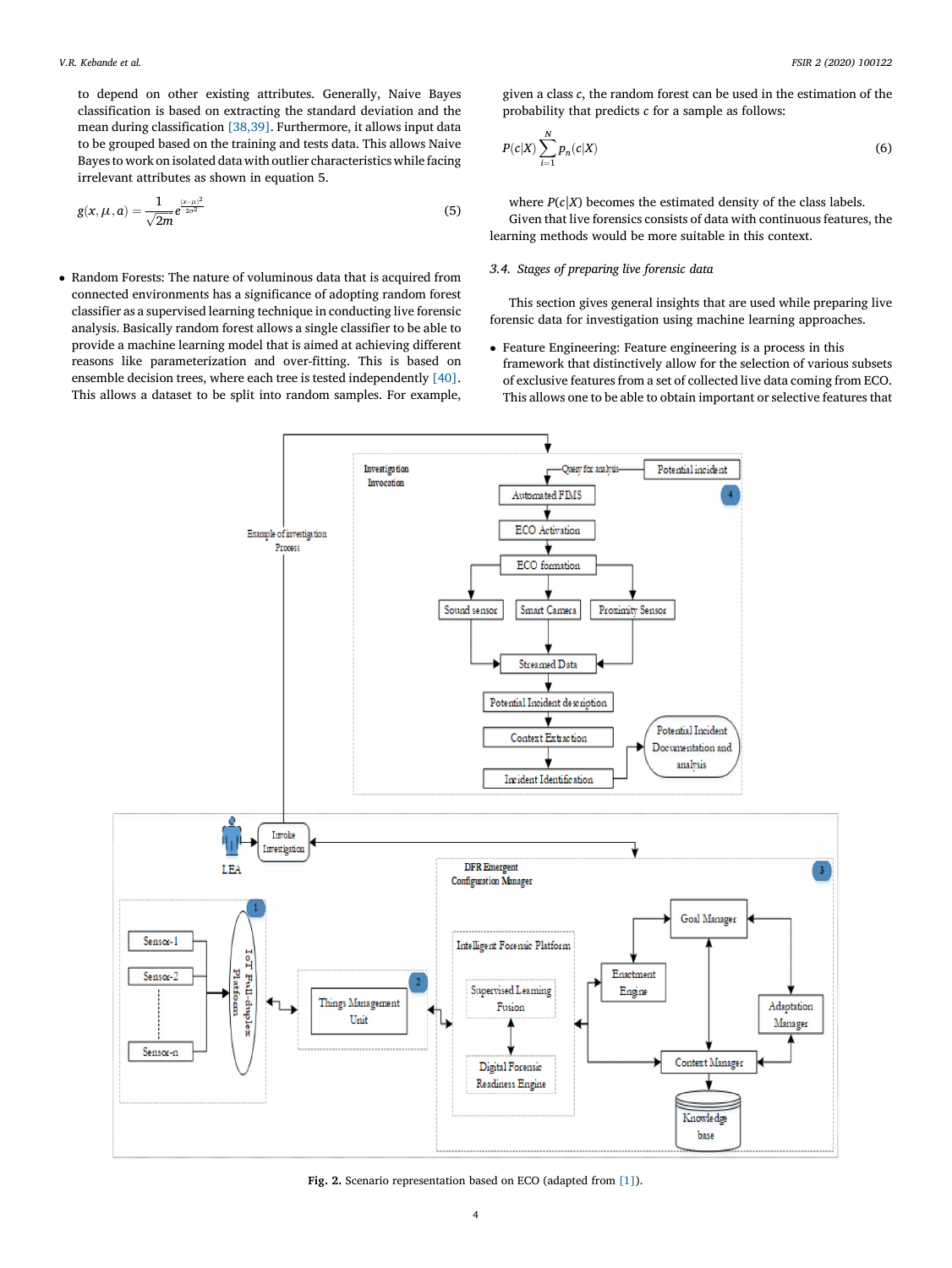to depend on other existing attributes. Generally, Naive Bayes classification is based on extracting the standard deviation and the mean during classification [38,39]. Furthermore, it allows input data to be grouped based on the training and tests data. This allows Naive Bayes to work on isolated data with outlier characteristics while facing irrelevant attributes as shown in equation 5.

$$g(x, \mu, a) = \frac{1}{\sqrt{2m}} e^{\frac{(x-\mu)^2}{2\sigma^2}} \tag{5}$$

- Random Forests: The nature of voluminous data that is acquired from connected environments has a significance of adopting random forest classifier as a supervised learning technique in conducting live forensic analysis. Basically random forest allows a single classifier to be able to provide a machine learning model that is aimed at achieving different reasons like parameterization and over-fitting. This is based on ensemble decision trees, where each tree is tested independently [40]. This allows a dataset to be split into random samples. For example, given a class $c$, the random forest can be used in the estimation of the probability that predicts $c$ for a sample as follows:

$$P(c|X) \sum_{i=1}^{N} p_n(c|X) \tag{6}$$

where $P(c|X)$ becomes the estimated density of the class labels.

Given that live forensics consists of data with continuous features, the learning methods would be more suitable in this context.

### 3.4. Stages of preparing live forensic data

This section gives general insights that are used while preparing live forensic data for investigation using machine learning approaches.

- Feature Engineering: Feature engineering is a process in this framework that distinctively allow for the selection of various subsets of exclusive features from a set of collected live data coming from ECO. This allows one to be able to obtain important or selective features that

**Fig. 2.** Scenario representation based on ECO (adapted from [1]).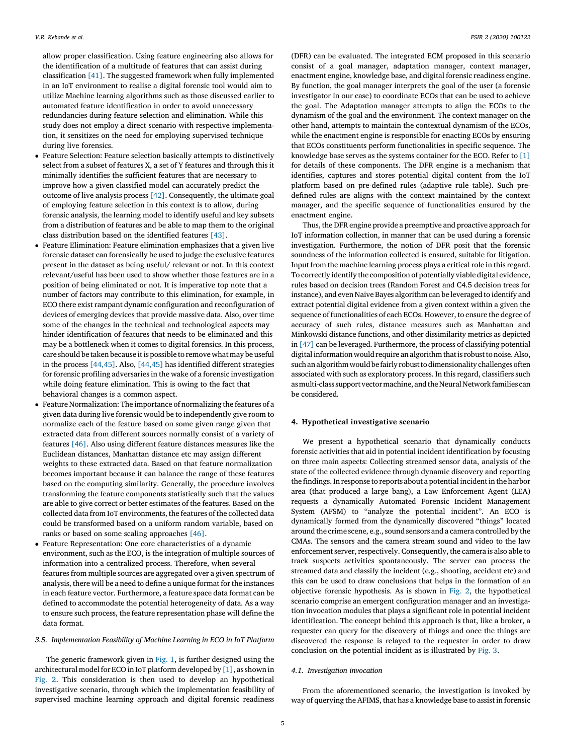allow proper classification. Using feature engineering also allows for the identification of a multitude of features that can assist during classification [41]. The suggested framework when fully implemented in an IoT environment to realise a digital forensic tool would aim to utilize Machine learning algorithms such as those discussed earlier to automated feature identification in order to avoid unnecessary redundancies during feature selection and elimination. While this study does not employ a direct scenario with respective implementation, it sensitizes on the need for employing supervised technique during live forensics.

- Feature Selection: Feature selection basically attempts to distinctively select from a subset of features X, a set of Y features and through this it minimally identifies the sufficient features that are necessary to improve how a given classified model can accurately predict the outcome of live analysis process [42]. Consequently, the ultimate goal of employing feature selection in this context is to allow, during forensic analysis, the learning model to identify useful and key subsets from a distribution of features and be able to map them to the original class distribution based on the identified features [43].
- Feature Elimination: Feature elimination emphasizes that a given live forensic dataset can forensically be used to judge the exclusive features present in the dataset as being useful/ relevant or not. In this context relevant/useful has been used to show whether those features are in a position of being eliminated or not. It is imperative top note that a number of factors may contribute to this elimination, for example, in ECO there exist rampant dynamic configuration and reconfiguration of devices of emerging devices that provide massive data. Also, over time some of the changes in the technical and technological aspects may hinder identification of features that needs to be eliminated and this may be a bottleneck when it comes to digital forensics. In this process, care should be taken because it is possible to remove what may be useful in the process [44,45]. Also, [44,45] has identified different strategies for forensic profiling adversaries in the wake of a forensic investigation while doing feature elimination. This is owing to the fact that behavioral changes is a common aspect.
- Feature Normalization: The importance of normalizing the features of a given data during live forensic would be to independently give room to normalize each of the feature based on some given range given that extracted data from different sources normally consist of a variety of features [46]. Also using different feature distances measures like the Euclidean distances, Manhattan distance etc may assign different weights to these extracted data. Based on that feature normalization becomes important because it can balance the range of these features based on the computing similarity. Generally, the procedure involves transforming the feature components statistically such that the values are able to give correct or better estimates of the features. Based on the collected data from IoT environments, the features of the collected data could be transformed based on a uniform random variable, based on ranks or based on some scaling approaches [46].
- Feature Representation: One core characteristics of a dynamic environment, such as the ECO, is the integration of multiple sources of information into a centralized process. Therefore, when several features from multiple sources are aggregated over a given spectrum of analysis, there will be a need to define a unique format for the instances in each feature vector. Furthermore, a feature space data format can be defined to accommodate the potential heterogeneity of data. As a way to ensure such process, the feature representation phase will define the data format.

### 3.5. Implementation Feasibility of Machine Learning in ECO in IoT Platform

The generic framework given in Fig. 1, is further designed using the architectural model for ECO in IoT platform developed by [1], as shown in Fig. 2. This consideration is then used to develop an hypothetical investigative scenario, through which the implementation feasibility of supervised machine learning approach and digital forensic readiness (DFR) can be evaluated. The integrated ECM proposed in this scenario consist of a goal manager, adaptation manager, context manager, enactment engine, knowledge base, and digital forensic readiness engine. By function, the goal manager interprets the goal of the user (a forensic investigator in our case) to coordinate ECOs that can be used to achieve the goal. The Adaptation manager attempts to align the ECOs to the dynamism of the goal and the environment. The context manager on the other hand, attempts to maintain the contextual dynamism of the ECOs, while the enactment engine is responsible for enacting ECOs by ensuring that ECOs constituents perform functionalities in specific sequence. The knowledge base serves as the systems container for the ECO. Refer to [1] for details of these components. The DFR engine is a mechanism that identifies, captures and stores potential digital content from the IoT platform based on pre-defined rules (adaptive rule table). Such pre-defined rules are aligns with the context maintained by the context manager, and the specific sequence of functionalities ensured by the enactment engine.

Thus, the DFR engine provide a preemptive and proactive approach for IoT information collection, in manner that can be used during a forensic investigation. Furthermore, the notion of DFR posit that the forensic soundness of the information collected is ensured, suitable for litigation. Input from the machine learning process plays a critical role in this regard. To correctly identify the composition of potentially viable digital evidence, rules based on decision trees (Random Forest and C4.5 decision trees for instance), and even Naive Bayes algorithm can be leveraged to identify and extract potential digital evidence from a given context within a given the sequence of functionalities of each ECOs. However, to ensure the degree of accuracy of such rules, distance measures such as Manhattan and Minkowski distance functions, and other dissimilarity metrics as depicted in [47] can be leveraged. Furthermore, the process of classifying potential digital information would require an algorithm that is robust to noise. Also, such an algorithm would be fairly robust to dimensionality challenges often associated with such as exploratory process. In this regard, classifiers such as multi-class support vector machine, and the Neural Network families can be considered.

## 4. Hypothetical investigative scenario

We present a hypothetical scenario that dynamically conducts forensic activities that aid in potential incident identification by focusing on three main aspects: Collecting streamed sensor data, analysis of the state of the collected evidence through dynamic discovery and reporting the findings. In response to reports about a potential incident in the harbor area (that produced a large bang), a Law Enforcement Agent (LEA) requests a dynamically Automated Forensic Incident Management System (AFSM) to "analyze the potential incident". An ECO is dynamically formed from the dynamically discovered "things" located around the crime scene, e.g., sound sensors and a camera controlled by the CMAs. The sensors and the camera stream sound and video to the law enforcement server, respectively. Consequently, the camera is also able to track suspects activities spontaneously. The server can process the streamed data and classify the incident (e.g., shooting, accident etc) and this can be used to draw conclusions that helps in the formation of an objective forensic hypothesis. As is shown in Fig. 2, the hypothetical scenario comprise an emergent configuration manager and an investigation invocation modules that plays a significant role in potential incident identification. The concept behind this approach is that, like a broker, a requester can query for the discovery of things and once the things are discovered the response is relayed to the requester in order to draw conclusion on the potential incident as is illustrated by Fig. 3.

### 4.1. Investigation invocation

From the aforementioned scenario, the investigation is invoked by way of querying the AFIMS, that has a knowledge base to assist in forensic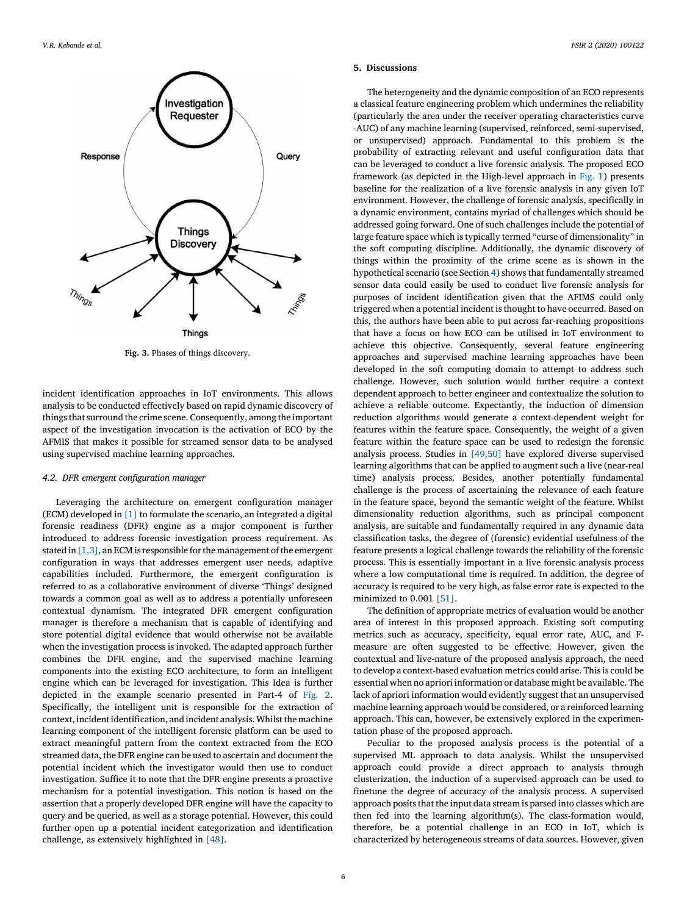Fig. 3. Phases of things discovery.

incident identification approaches in IoT environments. This allows analysis to be conducted effectively based on rapid dynamic discovery of things that surround the crime scene. Consequently, among the important aspect of the investigation invocation is the activation of ECO by the AFMIS that makes it possible for streamed sensor data to be analysed using supervised machine learning approaches.

### 4.2. DFR emergent configuration manager

Leveraging the architecture on emergent configuration manager (ECM) developed in [1] to formulate the scenario, an integrated a digital forensic readiness (DFR) engine as a major component is further introduced to address forensic investigation process requirement. As stated in [1,3], an ECM is responsible for the management of the emergent configuration in ways that addresses emergent user needs, adaptive capabilities included. Furthermore, the emergent configuration is referred to as a collaborative environment of diverse 'Things' designed towards a common goal as well as to address a potentially unforeseen contextual dynamism. The integrated DFR emergent configuration manager is therefore a mechanism that is capable of identifying and store potential digital evidence that would otherwise not be available when the investigation process is invoked. The adapted approach further combines the DFR engine, and the supervised machine learning components into the existing ECO architecture, to form an intelligent engine which can be leveraged for investigation. This Idea is further depicted in the example scenario presented in Part-4 of Fig. 2. Specifically, the intelligent unit is responsible for the extraction of context, incident identification, and incident analysis. Whilst the machine learning component of the intelligent forensic platform can be used to extract meaningful pattern from the context extracted from the ECO streamed data, the DFR engine can be used to ascertain and document the potential incident which the investigator would then use to conduct investigation. Suffice it to note that the DFR engine presents a proactive mechanism for a potential investigation. This notion is based on the assertion that a properly developed DFR engine will have the capacity to query and be queried, as well as a storage potential. However, this could further open up a potential incident categorization and identification challenge, as extensively highlighted in [48].

## 5. Discussions

The heterogeneity and the dynamic composition of an ECO represents a classical feature engineering problem which undermines the reliability (particularly the area under the receiver operating characteristics curve -AUC) of any machine learning (supervised, reinforced, semi-supervised, or unsupervised) approach. Fundamental to this problem is the probability of extracting relevant and useful configuration data that can be leveraged to conduct a live forensic analysis. The proposed ECO framework (as depicted in the High-level approach in Fig. 1) presents baseline for the realization of a live forensic analysis in any given IoT environment. However, the challenge of forensic analysis, specifically in a dynamic environment, contains myriad of challenges which should be addressed going forward. One of such challenges include the potential of large feature space which is typically termed "curse of dimensionality" in the soft computing discipline. Additionally, the dynamic discovery of things within the proximity of the crime scene as is shown in the hypothetical scenario (see Section 4) shows that fundamentally streamed sensor data could easily be used to conduct live forensic analysis for purposes of incident identification given that the AFIMS could only triggered when a potential incident is thought to have occurred. Based on this, the authors have been able to put across far-reaching propositions that have a focus on how ECO can be utilised in IoT environment to achieve this objective. Consequently, several feature engineering approaches and supervised machine learning approaches have been developed in the soft computing domain to attempt to address such challenge. However, such solution would further require a context dependent approach to better engineer and contextualize the solution to achieve a reliable outcome. Expectantly, the induction of dimension reduction algorithms would generate a context-dependent weight for features within the feature space. Consequently, the weight of a given feature within the feature space can be used to redesign the forensic analysis process. Studies in [49,50] have explored diverse supervised learning algorithms that can be applied to augment such a live (near-real time) analysis process. Besides, another potentially fundamental challenge is the process of ascertaining the relevance of each feature in the feature space, beyond the semantic weight of the feature. Whilst dimensionality reduction algorithms, such as principal component analysis, are suitable and fundamentally required in any dynamic data classification tasks, the degree of (forensic) evidential usefulness of the feature presents a logical challenge towards the reliability of the forensic process. This is essentially important in a live forensic analysis process where a low computational time is required. In addition, the degree of accuracy is required to be very high, as false error rate is expected to the minimized to 0.001 [51].

The definition of appropriate metrics of evaluation would be another area of interest in this proposed approach. Existing soft computing metrics such as accuracy, specificity, equal error rate, AUC, and F-measure are often suggested to be effective. However, given the contextual and live-nature of the proposed analysis approach, the need to develop a context-based evaluation metrics could arise. This is could be essential when no apriori information or database might be available. The lack of apriori information would evidently suggest that an unsupervised machine learning approach would be considered, or a reinforced learning approach. This can, however, be extensively explored in the experimentation phase of the proposed approach.

Peculiar to the proposed analysis process is the potential of a supervised ML approach to data analysis. Whilst the unsupervised approach could provide a direct approach to analysis through clusterization, the induction of a supervised approach can be used to finetune the degree of accuracy of the analysis process. A supervised approach posits that the input data stream is parsed into classes which are then fed into the learning algorithm(s). The class-formation would, therefore, be a potential challenge in an ECO in IoT, which is characterized by heterogeneous streams of data sources. However, given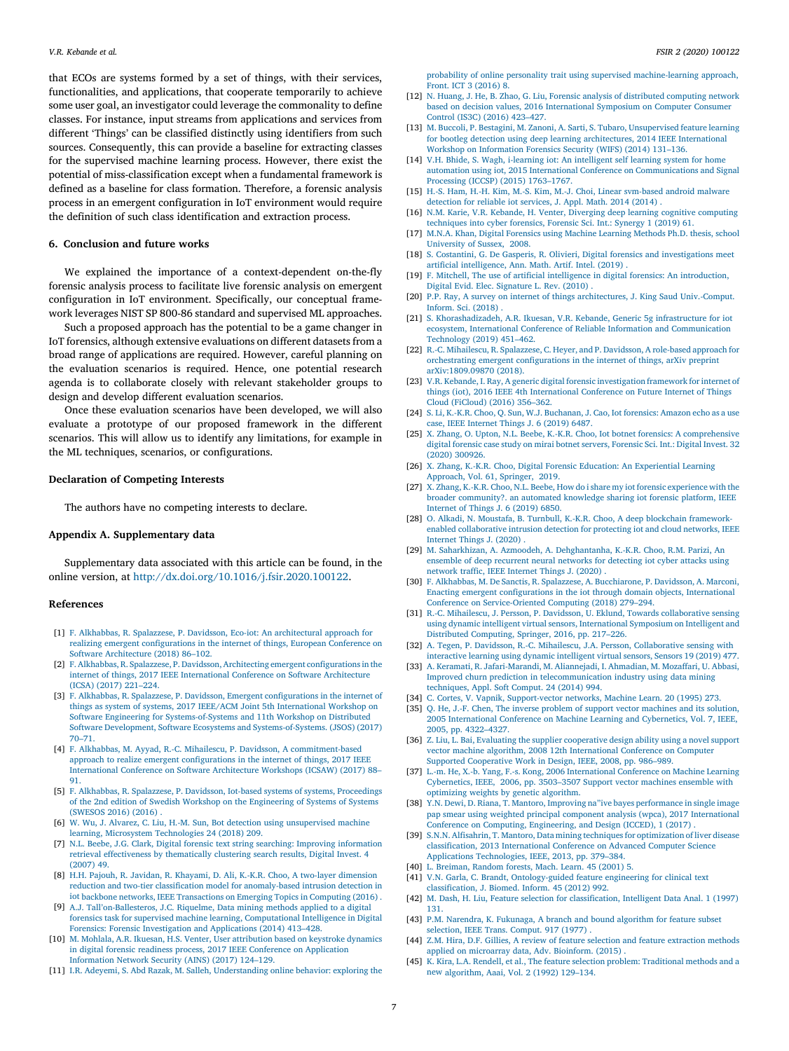that ECOs are systems formed by a set of things, with their services, functionalities, and applications, that cooperate temporarily to achieve some user goal, an investigator could leverage the commonality to define classes. For instance, input streams from applications and services from different 'Things' can be classified distinctly using identifiers from such sources. Consequently, this can provide a baseline for extracting classes for the supervised machine learning process. However, there exist the potential of miss-classification except when a fundamental framework is defined as a baseline for class formation. Therefore, a forensic analysis process in an emergent configuration in IoT environment would require the definition of such class identification and extraction process.

## 6. Conclusion and future works

We explained the importance of a context-dependent on-the-fly forensic analysis process to facilitate live forensic analysis on emergent configuration in IoT environment. Specifically, our conceptual framework leverages NIST SP 800-86 standard and supervised ML approaches.

Such a proposed approach has the potential to be a game changer in IoT forensics, although extensive evaluations on different datasets from a broad range of applications are required. However, careful planning on the evaluation scenarios is required. Hence, one potential research agenda is to collaborate closely with relevant stakeholder groups to design and develop different evaluation scenarios.

Once these evaluation scenarios have been developed, we will also evaluate a prototype of our proposed framework in the different scenarios. This will allow us to identify any limitations, for example in the ML techniques, scenarios, or configurations.

## Declaration of Competing Interests

The authors have no competing interests to declare.

## Appendix A. Supplementary data

Supplementary data associated with this article can be found, in the online version, at http://dx.doi.org/10.1016/j.fsir.2020.100122.

## References

[1] F. Alkhabbas, R. Spalazzese, P. Davidsson, Eco-iot: An architectural approach for realizing emergent configurations in the internet of things, European Conference on Software Architecture (2018) 86–102.

[2] F. Alkhabbas, R. Spalazzese, P. Davidsson, Architecting emergent configurations in the internet of things, 2017 IEEE International Conference on Software Architecture (ICSA) (2017) 221–224.

[3] F. Alkhabbas, R. Spalazzese, P. Davidsson, Emergent configurations in the internet of things as system of systems, 2017 IEEE/ACM Joint 5th International Workshop on Software Engineering for Systems-of-Systems and 11th Workshop on Distributed Software Development, Software Ecosystems and Systems-of-Systems. (JSOS) (2017) 70–71.

[4] F. Alkhabbas, M. Ayyad, R.-C. Mihailescu, P. Davidsson, A commitment-based approach to realize emergent configurations in the internet of things, 2017 IEEE International Conference on Software Architecture Workshops (ICSAW) (2017) 88–91.

[5] F. Alkhabbas, R. Spalazzese, P. Davidsson, Iot-based systems of systems, Proceedings of the 2nd edition of Swedish Workshop on the Engineering of Systems of Systems (SWESOS 2016) (2016) .

[6] W. Wu, J. Alvarez, C. Liu, H.-M. Sun, Bot detection using unsupervised machine learning, Microsystem Technologies 24 (2018) 209.

[7] N.L. Beebe, J.G. Clark, Digital forensic text string searching: Improving information retrieval effectiveness by thematically clustering search results, Digital Invest. 4 (2007) 49.

[8] H.H. Pajouh, R. Javidan, R. Khayami, D. Ali, K.-K.R. Choo, A two-layer dimension reduction and two-tier classification model for anomaly-based intrusion detection in iot backbone networks, IEEE Transactions on Emerging Topics in Computing (2016) .

[9] A.J. Tall'on-Ballesteros, J.C. Riquelme, Data mining methods applied to a digital forensics task for supervised machine learning, Computational Intelligence in Digital Forensics: Forensic Investigation and Applications (2014) 413–428.

[10] M. Mohlala, A.R. Ikuesan, H.S. Venter, User attribution based on keystroke dynamics in digital forensic readiness process, 2017 IEEE Conference on Application Information Network Security (AINS) (2017) 124–129.

[11] I.R. Adeyemi, S. Abd Razak, M. Salleh, Understanding online behavior: exploring the probability of online personality trait using supervised machine-learning approach, Front. ICT 3 (2016) 8.

[12] N. Huang, J. He, B. Zhao, G. Liu, Forensic analysis of distributed computing network based on decision values, 2016 International Symposium on Computer Consumer Control (IS3C) (2016) 423–427.

[13] M. Buccoli, P. Bestagini, M. Zanoni, A. Sarti, S. Tubaro, Unsupervised feature learning for bootleg detection using deep learning architectures, 2014 IEEE International Workshop on Information Forensics Security (WIFS) (2014) 131–136.

[14] V.H. Bhide, S. Wagh, i-learning iot: An intelligent self learning system for home automation using iot, 2015 International Conference on Communications and Signal Processing (ICCSP) (2015) 1763–1767.

[15] H.-S. Ham, H.-H. Kim, M.-S. Kim, M.-J. Choi, Linear svm-based android malware detection for reliable iot services, J. Appl. Math. 2014 (2014) .

[16] N.M. Karie, V.R. Kebande, H. Venter, Diverging deep learning cognitive computing techniques into cyber forensics, Forensic Sci. Int.: Synergy 1 (2019) 61.

[17] M.N.A. Khan, Digital Forensics using Machine Learning Methods Ph.D. thesis, school University of Sussex, 2008.

[18] S. Costantini, G. De Gasperis, R. Olivieri, Digital forensics and investigations meet artificial intelligence, Ann. Math. Artif. Intel. (2019) .

[19] F. Mitchell, The use of artificial intelligence in digital forensics: An introduction, Digital Evid. Elec. Signature L. Rev. (2010) .

[20] P.P. Ray, A survey on internet of things architectures, J. King Saud Univ.-Comput. Inform. Sci. (2018) .

[21] S. Khorashadizadeh, A.R. Ikuesan, V.R. Kebande, Generic 5g infrastructure for iot ecosystem, International Conference of Reliable Information and Communication Technology (2019) 451–462.

[22] R.-C. Mihailescu, R. Spalazzese, C. Heyer, and P. Davidsson, A role-based approach for orchestrating emergent configurations in the internet of things, arXiv preprint arXiv:1809.09870 (2018).

[23] V.R. Kebande, I. Ray, A generic digital forensic investigation framework for internet of things (iot), 2016 IEEE 4th International Conference on Future Internet of Things Cloud (FiCloud) (2016) 356–362.

[24] S. Li, K.-K.R. Choo, Q. Sun, W.J. Buchanan, J. Cao, Iot forensics: Amazon echo as a use case, IEEE Internet Things J. 6 (2019) 6487.

[25] X. Zhang, O. Upton, N.L. Beebe, K.-K.R. Choo, Iot botnet forensics: A comprehensive digital forensic case study on mirai botnet servers, Forensic Sci. Int.: Digital Invest. 32 (2020) 300926.

[26] X. Zhang, K.-K.R. Choo, Digital Forensic Education: An Experiential Learning Approach, Vol. 61, Springer, 2019.

[27] X. Zhang, K.-K.R. Choo, N.L. Beebe, How do i share my iot forensic experience with the broader community?. an automated knowledge sharing iot forensic platform, IEEE Internet of Things J. 6 (2019) 6850.

[28] O. Alkadi, N. Moustafa, B. Turnbull, K.-K.R. Choo, A deep blockchain framework-enabled collaborative intrusion detection for protecting iot and cloud networks, IEEE Internet Things J. (2020) .

[29] M. Saharkhizan, A. Azmoodeh, A. Dehghantanha, K.-K.R. Choo, R.M. Parizi, An ensemble of deep recurrent neural networks for detecting iot cyber attacks using network traffic, IEEE Internet Things J. (2020) .

[30] F. Alkhabbas, M. De Sanctis, R. Spalazzese, A. Bucchiarone, P. Davidsson, A. Marconi, Enacting emergent configurations in the iot through domain objects, International Conference on Service-Oriented Computing (2018) 279–294.

[31] R.-C. Mihailescu, J. Persson, P. Davidsson, U. Eklund, Towards collaborative sensing using dynamic intelligent virtual sensors, International Symposium on Intelligent and Distributed Computing, Springer, 2016, pp. 217–226.

[32] A. Tegen, P. Davidsson, R.-C. Mihailescu, J.A. Persson, Collaborative sensing with interactive learning using dynamic intelligent virtual sensors, Sensors 19 (2019) 477.

[33] A. Keramati, R. Jafari-Marandi, M. Aliannejadi, I. Ahmadian, M. Mozaffari, U. Abbasi, Improved churn prediction in telecommunication industry using data mining techniques, Appl. Soft Comput. 24 (2014) 994.

[34] C. Cortes, V. Vapnik, Support-vector networks, Machine Learn. 20 (1995) 273.

[35] Q. He, J.-F. Chen, The inverse problem of support vector machines and its solution, 2005 International Conference on Machine Learning and Cybernetics, Vol. 7, IEEE, 2005, pp. 4322–4327.

[36] Z. Liu, L. Bai, Evaluating the supplier cooperative design ability using a novel support vector machine algorithm, 2008 12th International Conference on Computer Supported Cooperative Work in Design, IEEE, 2008, pp. 986–989.

[37] L.-m. He, X.-b. Yang, F.-s. Kong, 2006 International Conference on Machine Learning Cybernetics, IEEE, 2006, pp. 3503–3507 Support vector machines ensemble with optimizing weights by genetic algorithm.

[38] Y.N. Dewi, D. Riana, T. Mantoro, Improving na"ive bayes performance in single image pap smear using weighted principal component analysis (wpca), 2017 International Conference on Computing, Engineering, and Design (ICCED), 1 (2017) .

[39] S.N.N. Alfisahrin, T. Mantoro, Data mining techniques for optimization of liver disease classification, 2013 International Conference on Advanced Computer Science Applications Technologies, IEEE, 2013, pp. 379–384.

[40] L. Breiman, Random forests, Mach. Learn. 45 (2001) 5.

[41] V.N. Garla, C. Brandt, Ontology-guided feature engineering for clinical text classification, J. Biomed. Inform. 45 (2012) 992.

[42] M. Dash, H. Liu, Feature selection for classification, Intelligent Data Anal. 1 (1997) 131.

[43] P.M. Narendra, K. Fukunaga, A branch and bound algorithm for feature subset selection, IEEE Trans. Comput. 917 (1977) .

[44] Z.M. Hira, D.F. Gillies, A review of feature selection and feature extraction methods applied on microarray data, Adv. Bioinform. (2015) .

[45] K. Kira, L.A. Rendell, et al., The feature selection problem: Traditional methods and a new algorithm, Aaai, Vol. 2 (1992) 129–134.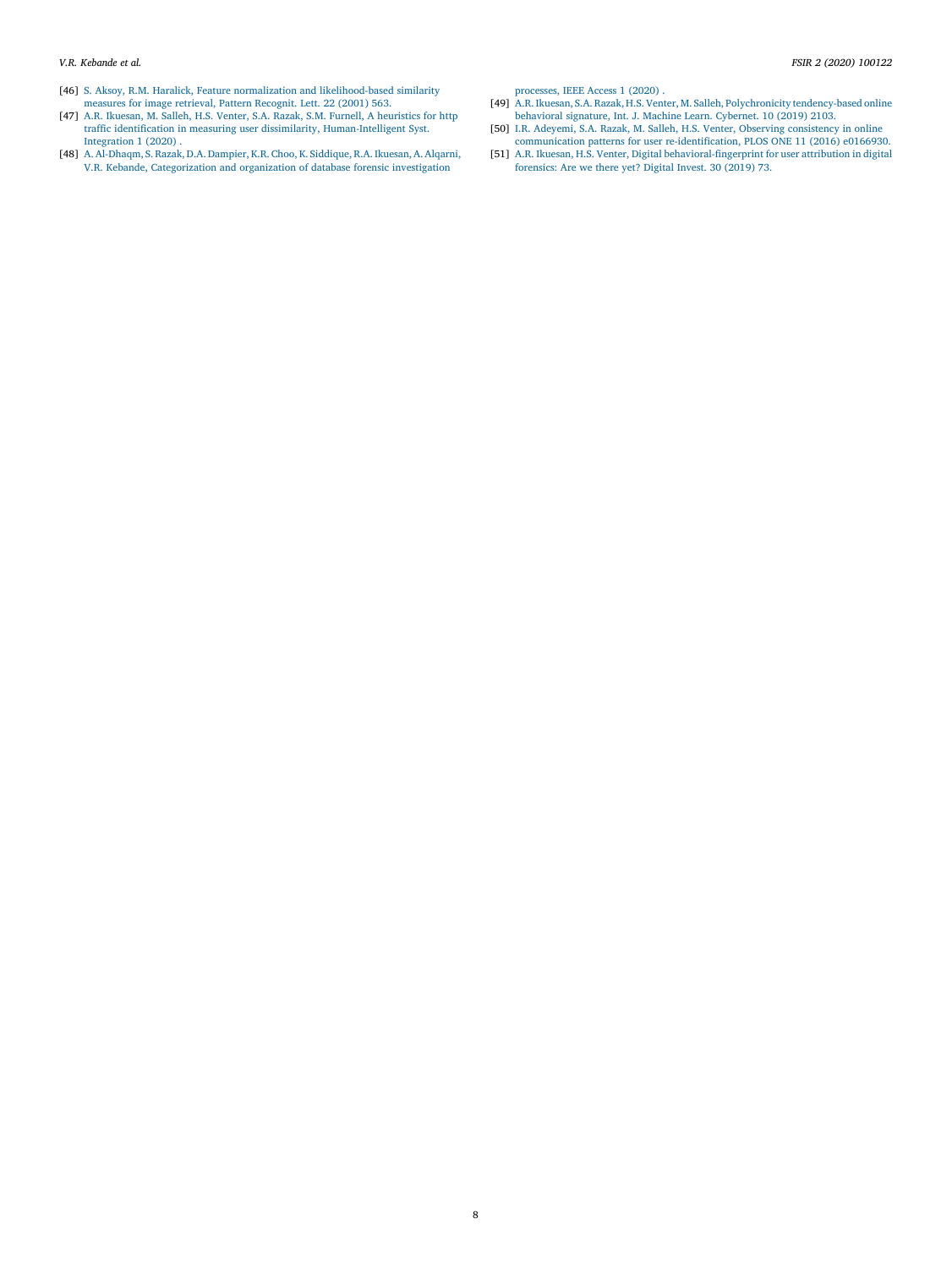[46] S. Aksoy, R.M. Haralick, Feature normalization and likelihood-based similarity measures for image retrieval, Pattern Recognit. Lett. 22 (2001) 563.

[47] A.R. Ikuesan, M. Salleh, H.S. Venter, S.A. Razak, S.M. Furnell, A heuristics for http traffic identification in measuring user dissimilarity, Human-Intelligent Syst. Integration 1 (2020) .

[48] A. Al-Dhaqm, S. Razak, D.A. Dampier, K.R. Choo, K. Siddique, R.A. Ikuesan, A. Alqarni, V.R. Kebande, Categorization and organization of database forensic investigation processes, IEEE Access 1 (2020) .

[49] A.R. Ikuesan, S.A. Razak, H.S. Venter, M. Salleh, Polychronicity tendency-based online behavioral signature, Int. J. Machine Learn. Cybernet. 10 (2019) 2103.

[50] I.R. Adeyemi, S.A. Razak, M. Salleh, H.S. Venter, Observing consistency in online communication patterns for user re-identification, PLOS ONE 11 (2016) e0166930.

[51] A.R. Ikuesan, H.S. Venter, Digital behavioral-fingerprint for user attribution in digital forensics: Are we there yet? Digital Invest. 30 (2019) 73.